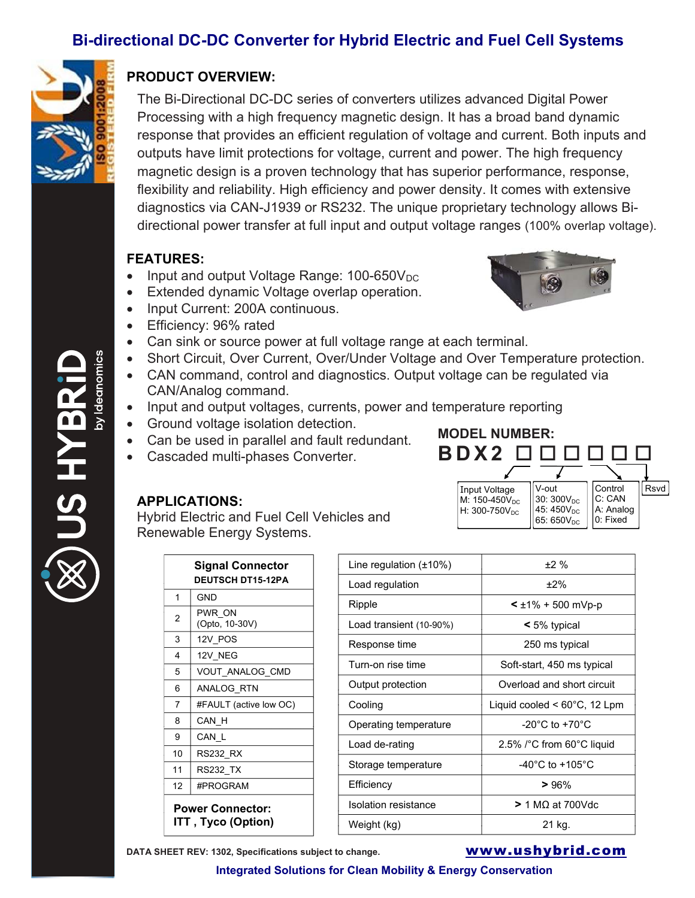# Bi-directional DC-DC Converter for Hybrid Electric and Fuel Cell Systems

## PRODUCT OVERVIEW:

The Bi-Directional DC-DC series of converters utilizes advanced Digital Power Processing with a high frequency magnetic design. It has a broad band dynamic response that provides an efficient regulation of voltage and current. Both inputs and outputs have limit protections for voltage, current and power. The high frequency magnetic design is a proven technology that has superior performance, response, flexibility and reliability. High efficiency and power density. It comes with extensive diagnostics via CAN-J1939 or RS232. The unique proprietary technology allows Bi-directional power transfer at full input and output voltage ranges (100% overlap voltage).

## FEATURES:

- Input and output Voltage Range: 100-650$V_{DC}$
- Extended dynamic Voltage overlap operation.
- Input Current: 200A continuous.
- Efficiency: 96% rated
- Can sink or source power at full voltage range at each terminal.
- Short Circuit, Over Current, Over/Under Voltage and Over Temperature protection.
- CAN command, control and diagnostics. Output voltage can be regulated via CAN/Analog command.
- Input and output voltages, currents, power and temperature reporting
- Ground voltage isolation detection.
- Can be used in parallel and fault redundant.
- Cascaded multi-phases Converter.

## MODEL NUMBER:

**BDX2 □□□□□□**

| Input Voltage | V-out | Control | Rsvd |
|---|---|---|---|
| M: 150-450$V_{DC}$ | 30: 300$V_{DC}$ | C: CAN | |
| H: 300-750$V_{DC}$ | 45: 450$V_{DC}$ | A: Analog | |
| | 65: 650$V_{DC}$ | 0: Fixed | |

## APPLICATIONS:

Hybrid Electric and Fuel Cell Vehicles and Renewable Energy Systems.

| Signal Connector DEUTSCH DT15-12PA | |
|---|---|
| 1 | GND |
| 2 | PWR_ON (Opto, 10-30V) |
| 3 | 12V_POS |
| 4 | 12V_NEG |
| 5 | VOUT_ANALOG_CMD |
| 6 | ANALOG_RTN |
| 7 | #FAULT (active low OC) |
| 8 | CAN_H |
| 9 | CAN_L |
| 10 | RS232_RX |
| 11 | RS232_TX |
| 12 | #PROGRAM |

**Power Connector: ITT , Tyco (Option)**

| Parameter | Value |
|---|---|
| Line regulation (±10%) | ±2 % |
| Load regulation | ±2% |
| Ripple | < ±1% + 500 mVp-p |
| Load transient (10-90%) | < 5% typical |
| Response time | 250 ms typical |
| Turn-on rise time | Soft-start, 450 ms typical |
| Output protection | Overload and short circuit |
| Cooling | Liquid cooled < 60°C, 12 Lpm |
| Operating temperature | -20°C to +70°C |
| Load de-rating | 2.5% /°C from 60°C liquid |
| Storage temperature | -40°C to +105°C |
| Efficiency | > 96% |
| Isolation resistance | > 1 MΩ at 700Vdc |
| Weight (kg) | 21 kg. |

DATA SHEET REV: 1302, Specifications subject to change.

www.ushybrid.com

**Integrated Solutions for Clean Mobility & Energy Conservation**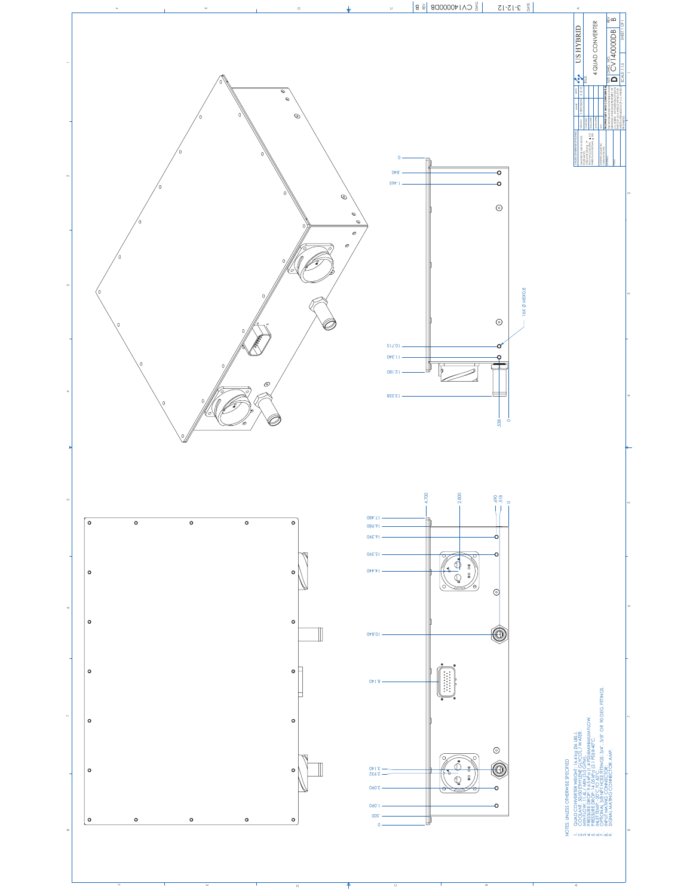US HYBRID

TITLE: 4 QUAD CONVERTER

SIZE: D

DWG. NO. CV14000DB

REV B

SCALE: 1:1.5

SHEET 1 OF 1

REV: B

DWG: CV14000DB

DATE: 3-12-12

16X Ø M5X0.8

0
.840
1.465
10.715
11.340
12.180
13.558
.538
0

17.480
16.980
16.390
15.390
14.440
10.840
8.140
3.140
2.932
2.090
1.090
.500
0

4.700
2.800
.690
.518
0

NOTES: UNLESS OTHERWISE SPECIFIED.

1. QUAD CONVERTER WEIGHT: 16.4 kg [36 LBS.].
2. COOLANT: 50/50 ETHYLENE GLYCOL / WATER.
3. MIN FLOW: 11.4L / MIN [3.0 GPM].
4. PRESSURE DROP: 9.6 kPa [1.4 PSI] @MINIMUM FLOW.
5. PRESSURE DROP: 14.0 kPa [2.1 PSI] @ 40°C.
6. INLET TEMP: -20°C TO 60°C.
7. OPTIONAL 3/8 NPT HOSE FITTINGS: 3/4" 5/8" OR 90 DEG. FITTINGS.
8. INPUT MATING CONNECTOR:
9. SIGNAL MATING CONNECTOR: AMP.